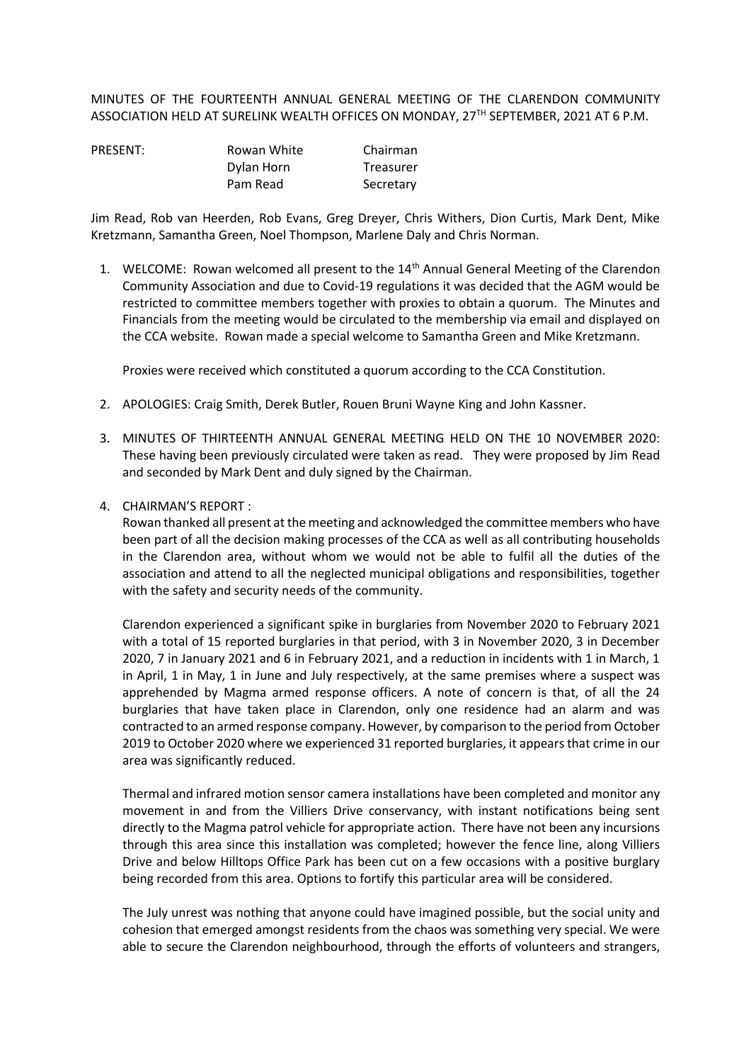MINUTES OF THE FOURTEENTH ANNUAL GENERAL MEETING OF THE CLARENDON COMMUNITY ASSOCIATION HELD AT SURELINK WEALTH OFFICES ON MONDAY, 27[TH] SEPTEMBER, 2021 AT 6 P.M.

| PRESENT: | Rowan White | Chairman |
|---|---|---|
| | Dylan Horn | Treasurer |
| | Pam Read | Secretary |

Jim Read, Rob van Heerden, Rob Evans, Greg Dreyer, Chris Withers, Dion Curtis, Mark Dent, Mike Kretzmann, Samantha Green, Noel Thompson, Marlene Daly and Chris Norman.

1. WELCOME: Rowan welcomed all present to the 14[th] Annual General Meeting of the Clarendon Community Association and due to Covid-19 regulations it was decided that the AGM would be restricted to committee members together with proxies to obtain a quorum. The Minutes and Financials from the meeting would be circulated to the membership via email and displayed on the CCA website. Rowan made a special welcome to Samantha Green and Mike Kretzmann.

   Proxies were received which constituted a quorum according to the CCA Constitution.

2. APOLOGIES: Craig Smith, Derek Butler, Rouen Bruni Wayne King and John Kassner.

3. MINUTES OF THIRTEENTH ANNUAL GENERAL MEETING HELD ON THE 10 NOVEMBER 2020: These having been previously circulated were taken as read. They were proposed by Jim Read and seconded by Mark Dent and duly signed by the Chairman.

4. CHAIRMAN'S REPORT :

   Rowan thanked all present at the meeting and acknowledged the committee members who have been part of all the decision making processes of the CCA as well as all contributing households in the Clarendon area, without whom we would not be able to fulfil all the duties of the association and attend to all the neglected municipal obligations and responsibilities, together with the safety and security needs of the community.

   Clarendon experienced a significant spike in burglaries from November 2020 to February 2021 with a total of 15 reported burglaries in that period, with 3 in November 2020, 3 in December 2020, 7 in January 2021 and 6 in February 2021, and a reduction in incidents with 1 in March, 1 in April, 1 in May, 1 in June and July respectively, at the same premises where a suspect was apprehended by Magma armed response officers. A note of concern is that, of all the 24 burglaries that have taken place in Clarendon, only one residence had an alarm and was contracted to an armed response company. However, by comparison to the period from October 2019 to October 2020 where we experienced 31 reported burglaries, it appears that crime in our area was significantly reduced.

   Thermal and infrared motion sensor camera installations have been completed and monitor any movement in and from the Villiers Drive conservancy, with instant notifications being sent directly to the Magma patrol vehicle for appropriate action. There have not been any incursions through this area since this installation was completed; however the fence line, along Villiers Drive and below Hilltops Office Park has been cut on a few occasions with a positive burglary being recorded from this area. Options to fortify this particular area will be considered.

   The July unrest was nothing that anyone could have imagined possible, but the social unity and cohesion that emerged amongst residents from the chaos was something very special. We were able to secure the Clarendon neighbourhood, through the efforts of volunteers and strangers,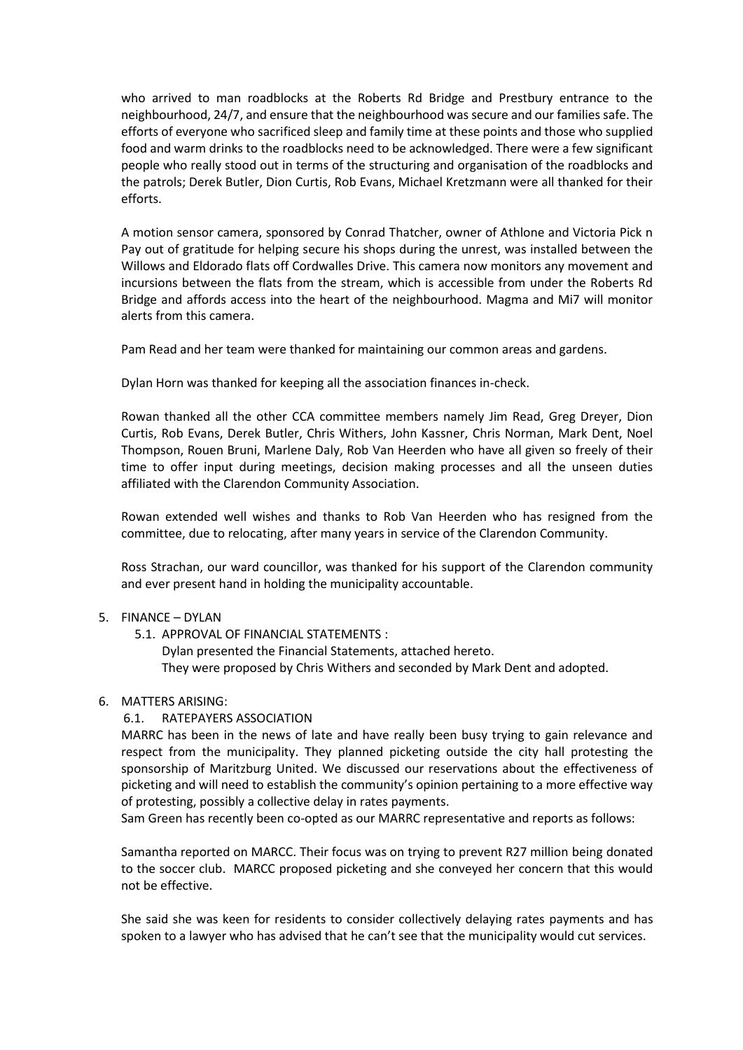who arrived to man roadblocks at the Roberts Rd Bridge and Prestbury entrance to the neighbourhood, 24/7, and ensure that the neighbourhood was secure and our families safe. The efforts of everyone who sacrificed sleep and family time at these points and those who supplied food and warm drinks to the roadblocks need to be acknowledged. There were a few significant people who really stood out in terms of the structuring and organisation of the roadblocks and the patrols; Derek Butler, Dion Curtis, Rob Evans, Michael Kretzmann were all thanked for their efforts.

A motion sensor camera, sponsored by Conrad Thatcher, owner of Athlone and Victoria Pick n Pay out of gratitude for helping secure his shops during the unrest, was installed between the Willows and Eldorado flats off Cordwalles Drive. This camera now monitors any movement and incursions between the flats from the stream, which is accessible from under the Roberts Rd Bridge and affords access into the heart of the neighbourhood. Magma and Mi7 will monitor alerts from this camera.

Pam Read and her team were thanked for maintaining our common areas and gardens.

Dylan Horn was thanked for keeping all the association finances in-check.

Rowan thanked all the other CCA committee members namely Jim Read, Greg Dreyer, Dion Curtis, Rob Evans, Derek Butler, Chris Withers, John Kassner, Chris Norman, Mark Dent, Noel Thompson, Rouen Bruni, Marlene Daly, Rob Van Heerden who have all given so freely of their time to offer input during meetings, decision making processes and all the unseen duties affiliated with the Clarendon Community Association.

Rowan extended well wishes and thanks to Rob Van Heerden who has resigned from the committee, due to relocating, after many years in service of the Clarendon Community.

Ross Strachan, our ward councillor, was thanked for his support of the Clarendon community and ever present hand in holding the municipality accountable.

5. FINANCE – DYLAN
   5.1. APPROVAL OF FINANCIAL STATEMENTS :
   Dylan presented the Financial Statements, attached hereto.
   They were proposed by Chris Withers and seconded by Mark Dent and adopted.

6. MATTERS ARISING:
   6.1. RATEPAYERS ASSOCIATION

MARRC has been in the news of late and have really been busy trying to gain relevance and respect from the municipality. They planned picketing outside the city hall protesting the sponsorship of Maritzburg United. We discussed our reservations about the effectiveness of picketing and will need to establish the community's opinion pertaining to a more effective way of protesting, possibly a collective delay in rates payments.
Sam Green has recently been co-opted as our MARRC representative and reports as follows:

Samantha reported on MARCC. Their focus was on trying to prevent R27 million being donated to the soccer club. MARCC proposed picketing and she conveyed her concern that this would not be effective.

She said she was keen for residents to consider collectively delaying rates payments and has spoken to a lawyer who has advised that he can't see that the municipality would cut services.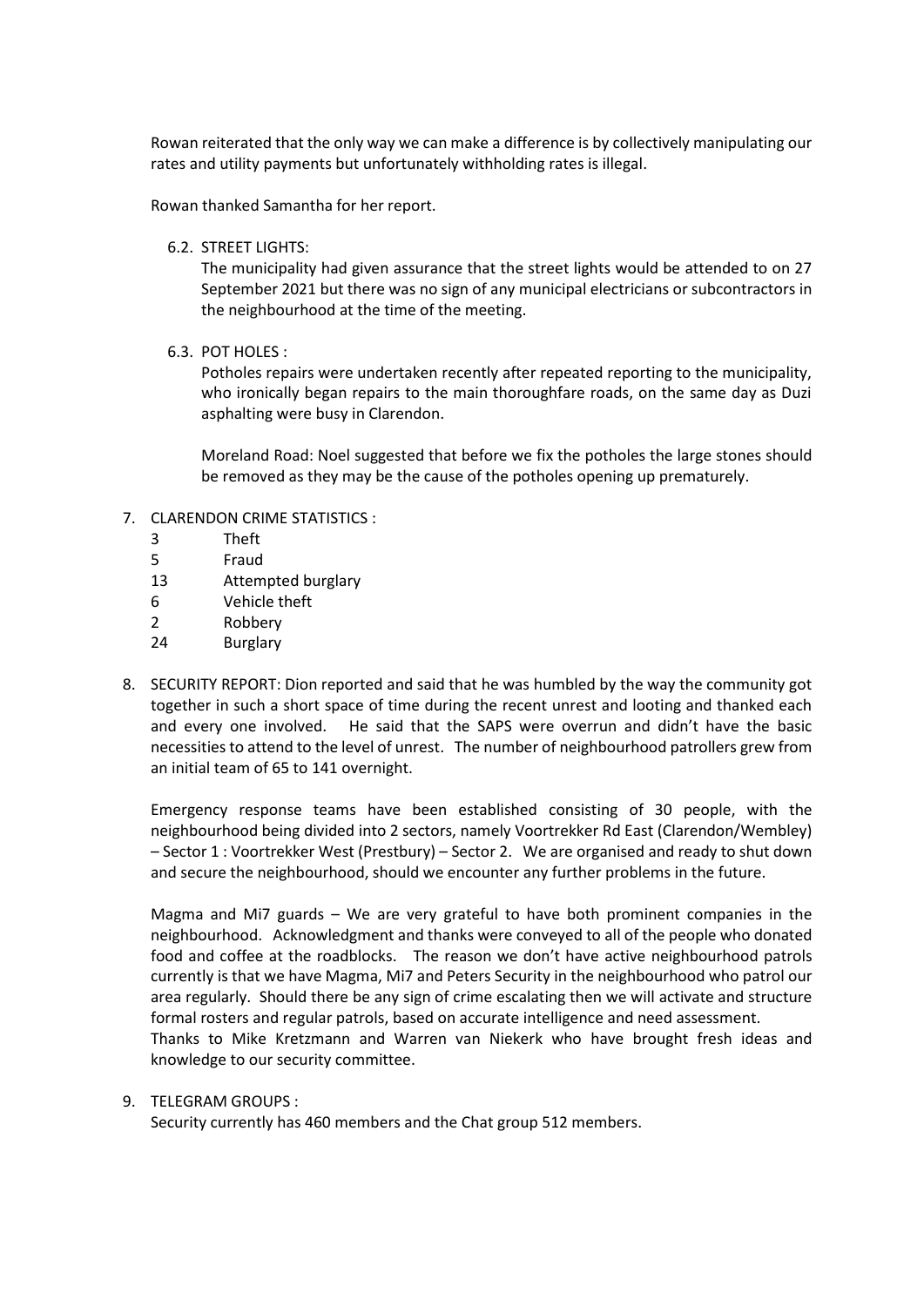Rowan reiterated that the only way we can make a difference is by collectively manipulating our rates and utility payments but unfortunately withholding rates is illegal.

Rowan thanked Samantha for her report.

6.2. STREET LIGHTS:

The municipality had given assurance that the street lights would be attended to on 27 September 2021 but there was no sign of any municipal electricians or subcontractors in the neighbourhood at the time of the meeting.

6.3. POT HOLES :

Potholes repairs were undertaken recently after repeated reporting to the municipality, who ironically began repairs to the main thoroughfare roads, on the same day as Duzi asphalting were busy in Clarendon.

Moreland Road: Noel suggested that before we fix the potholes the large stones should be removed as they may be the cause of the potholes opening up prematurely.

7. CLARENDON CRIME STATISTICS :

| | |
|---|---|
| 3 | Theft |
| 5 | Fraud |
| 13 | Attempted burglary |
| 6 | Vehicle theft |
| 2 | Robbery |
| 24 | Burglary |

8. SECURITY REPORT: Dion reported and said that he was humbled by the way the community got together in such a short space of time during the recent unrest and looting and thanked each and every one involved. He said that the SAPS were overrun and didn't have the basic necessities to attend to the level of unrest. The number of neighbourhood patrollers grew from an initial team of 65 to 141 overnight.

   Emergency response teams have been established consisting of 30 people, with the neighbourhood being divided into 2 sectors, namely Voortrekker Rd East (Clarendon/Wembley) – Sector 1 : Voortrekker West (Prestbury) – Sector 2. We are organised and ready to shut down and secure the neighbourhood, should we encounter any further problems in the future.

   Magma and Mi7 guards – We are very grateful to have both prominent companies in the neighbourhood. Acknowledgment and thanks were conveyed to all of the people who donated food and coffee at the roadblocks. The reason we don't have active neighbourhood patrols currently is that we have Magma, Mi7 and Peters Security in the neighbourhood who patrol our area regularly. Should there be any sign of crime escalating then we will activate and structure formal rosters and regular patrols, based on accurate intelligence and need assessment.
   Thanks to Mike Kretzmann and Warren van Niekerk who have brought fresh ideas and knowledge to our security committee.

9. TELEGRAM GROUPS :

   Security currently has 460 members and the Chat group 512 members.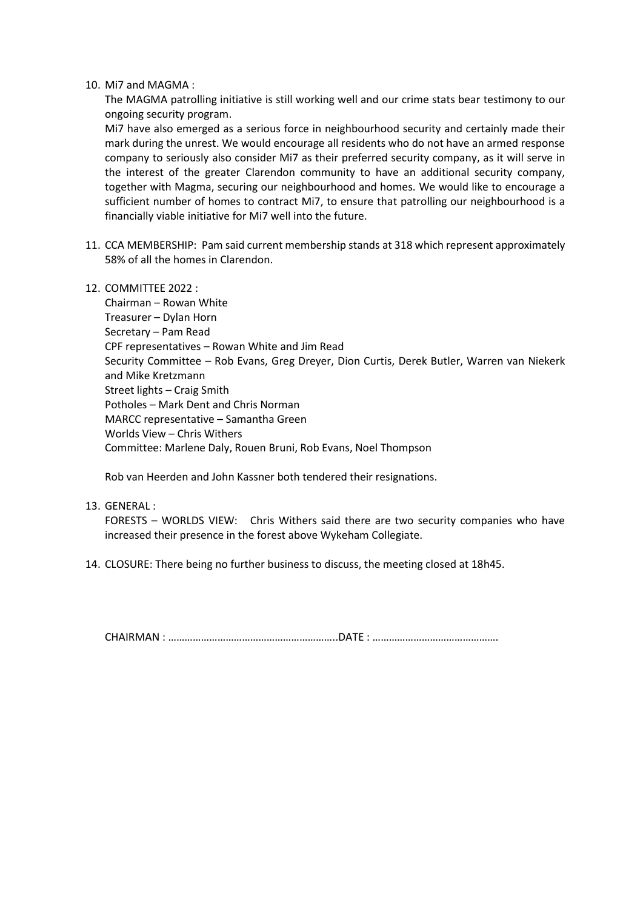10. Mi7 and MAGMA :

    The MAGMA patrolling initiative is still working well and our crime stats bear testimony to our ongoing security program.

    Mi7 have also emerged as a serious force in neighbourhood security and certainly made their mark during the unrest. We would encourage all residents who do not have an armed response company to seriously also consider Mi7 as their preferred security company, as it will serve in the interest of the greater Clarendon community to have an additional security company, together with Magma, securing our neighbourhood and homes. We would like to encourage a sufficient number of homes to contract Mi7, to ensure that patrolling our neighbourhood is a financially viable initiative for Mi7 well into the future.

11. CCA MEMBERSHIP: Pam said current membership stands at 318 which represent approximately 58% of all the homes in Clarendon.

12. COMMITTEE 2022 :

    Chairman – Rowan White
    Treasurer – Dylan Horn
    Secretary – Pam Read
    CPF representatives – Rowan White and Jim Read
    Security Committee – Rob Evans, Greg Dreyer, Dion Curtis, Derek Butler, Warren van Niekerk and Mike Kretzmann
    Street lights – Craig Smith
    Potholes – Mark Dent and Chris Norman
    MARCC representative – Samantha Green
    Worlds View – Chris Withers
    Committee: Marlene Daly, Rouen Bruni, Rob Evans, Noel Thompson

    Rob van Heerden and John Kassner both tendered their resignations.

13. GENERAL :

    FORESTS – WORLDS VIEW: Chris Withers said there are two security companies who have increased their presence in the forest above Wykeham Collegiate.

14. CLOSURE: There being no further business to discuss, the meeting closed at 18h45.

CHAIRMAN : ……………………………………………………..DATE : ……………………………………….